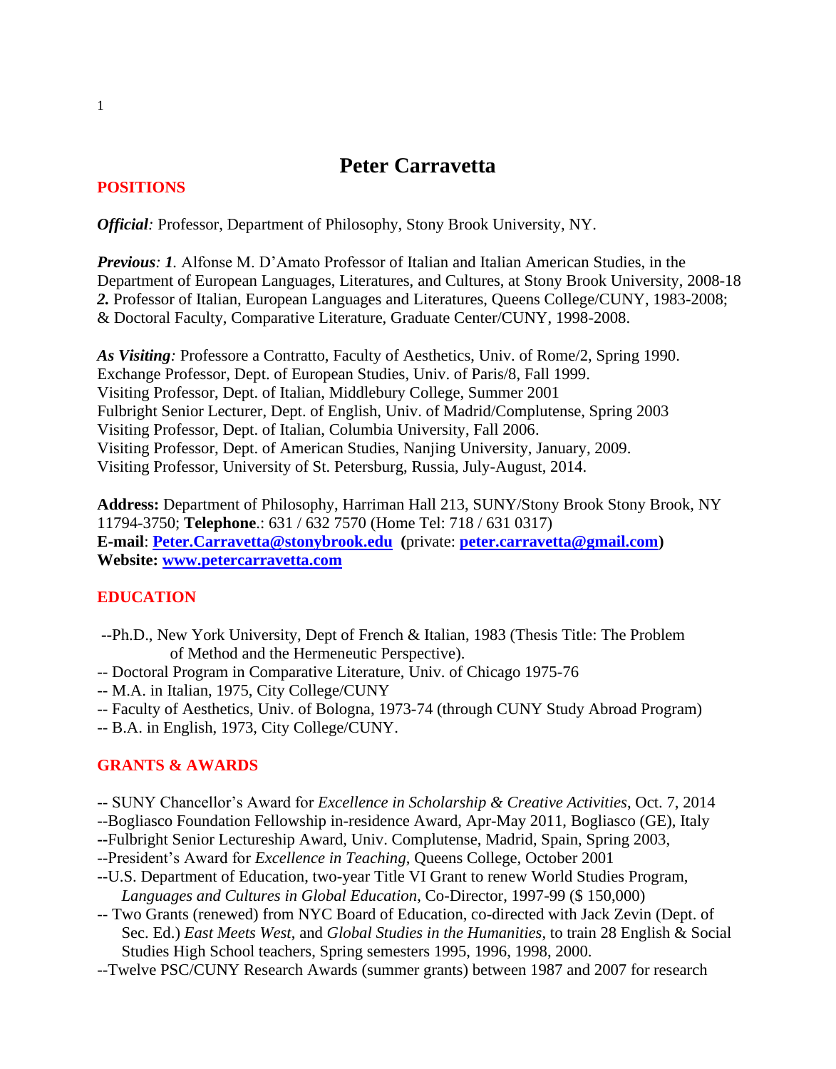# Peter Carravetta

## POSITIONS

***Official:*** Professor, Department of Philosophy, Stony Brook University, NY.

***Previous: 1.*** Alfonse M. D'Amato Professor of Italian and Italian American Studies, in the Department of European Languages, Literatures, and Cultures, at Stony Brook University, 2008-18
***2.*** Professor of Italian, European Languages and Literatures, Queens College/CUNY, 1983-2008; & Doctoral Faculty, Comparative Literature, Graduate Center/CUNY, 1998-2008.

***As Visiting:*** Professore a Contratto, Faculty of Aesthetics, Univ. of Rome/2, Spring 1990.
Exchange Professor, Dept. of European Studies, Univ. of Paris/8, Fall 1999.
Visiting Professor, Dept. of Italian, Middlebury College, Summer 2001
Fulbright Senior Lecturer, Dept. of English, Univ. of Madrid/Complutense, Spring 2003
Visiting Professor, Dept. of Italian, Columbia University, Fall 2006.
Visiting Professor, Dept. of American Studies, Nanjing University, January, 2009.
Visiting Professor, University of St. Petersburg, Russia, July-August, 2014.

**Address:** Department of Philosophy, Harriman Hall 213, SUNY/Stony Brook Stony Brook, NY 11794-3750; **Telephone**.: 631 / 632 7570 (Home Tel: 718 / 631 0317)
**E-mail**: **Peter.Carravetta@stonybrook.edu** **(**private: **peter.carravetta@gmail.com)**
**Website: www.petercarravetta.com**

## EDUCATION

- --Ph.D., New York University, Dept of French & Italian, 1983 (Thesis Title: The Problem of Method and the Hermeneutic Perspective).
- -- Doctoral Program in Comparative Literature, Univ. of Chicago 1975-76
- -- M.A. in Italian, 1975, City College/CUNY
- -- Faculty of Aesthetics, Univ. of Bologna, 1973-74 (through CUNY Study Abroad Program)
- -- B.A. in English, 1973, City College/CUNY.

## GRANTS & AWARDS

- -- SUNY Chancellor's Award for *Excellence in Scholarship & Creative Activities*, Oct. 7, 2014
- --Bogliasco Foundation Fellowship in-residence Award, Apr-May 2011, Bogliasco (GE), Italy
- --Fulbright Senior Lectureship Award, Univ. Complutense, Madrid, Spain, Spring 2003,
- --President's Award for *Excellence in Teaching*, Queens College, October 2001
- --U.S. Department of Education, two-year Title VI Grant to renew World Studies Program, *Languages and Cultures in Global Education*, Co-Director, 1997-99 ($ 150,000)
- -- Two Grants (renewed) from NYC Board of Education, co-directed with Jack Zevin (Dept. of Sec. Ed.) *East Meets West*, and *Global Studies in the Humanities*, to train 28 English & Social Studies High School teachers, Spring semesters 1995, 1996, 1998, 2000.
- --Twelve PSC/CUNY Research Awards (summer grants) between 1987 and 2007 for research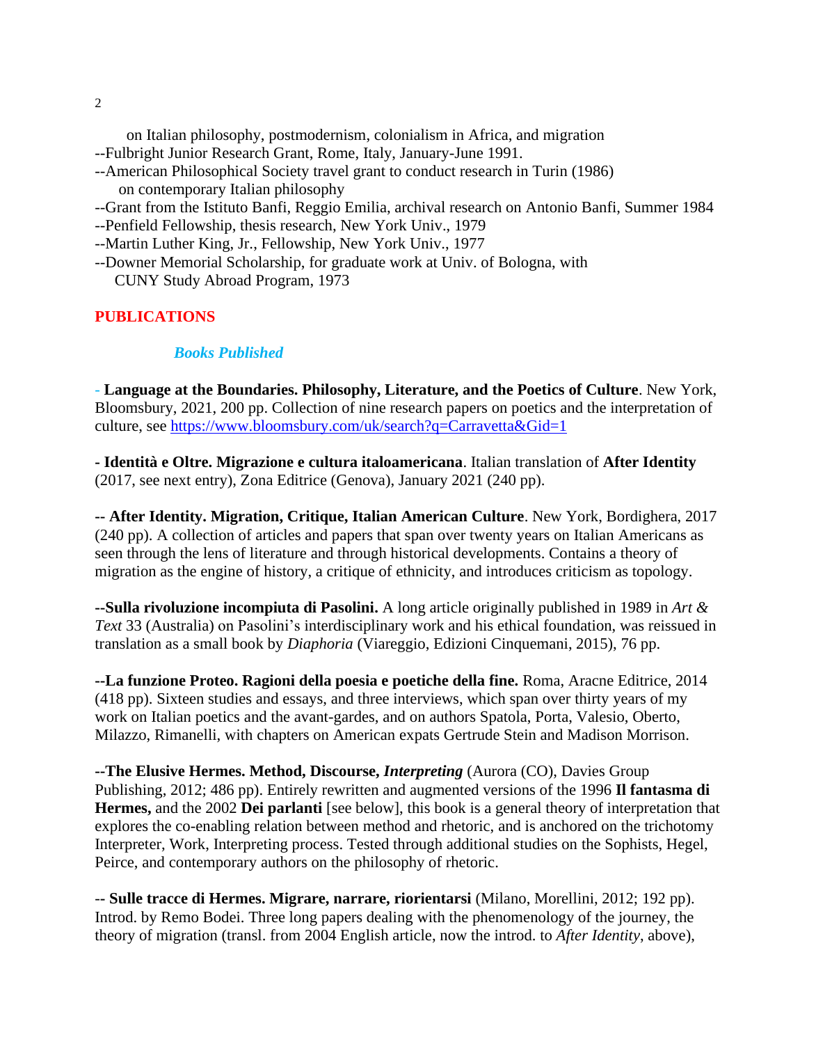on Italian philosophy, postmodernism, colonialism in Africa, and migration

--Fulbright Junior Research Grant, Rome, Italy, January-June 1991.

--American Philosophical Society travel grant to conduct research in Turin (1986) on contemporary Italian philosophy

--Grant from the Istituto Banfi, Reggio Emilia, archival research on Antonio Banfi, Summer 1984

--Penfield Fellowship, thesis research, New York Univ., 1979

--Martin Luther King, Jr., Fellowship, New York Univ., 1977

--Downer Memorial Scholarship, for graduate work at Univ. of Bologna, with CUNY Study Abroad Program, 1973

## PUBLICATIONS

### *Books Published*

- **Language at the Boundaries. Philosophy, Literature, and the Poetics of Culture**. New York, Bloomsbury, 2021, 200 pp. Collection of nine research papers on poetics and the interpretation of culture, see https://www.bloomsbury.com/uk/search?q=Carravetta&Gid=1

- **Identità e Oltre. Migrazione e cultura italoamericana**. Italian translation of **After Identity** (2017, see next entry), Zona Editrice (Genova), January 2021 (240 pp).

-- **After Identity. Migration, Critique, Italian American Culture**. New York, Bordighera, 2017 (240 pp). A collection of articles and papers that span over twenty years on Italian Americans as seen through the lens of literature and through historical developments. Contains a theory of migration as the engine of history, a critique of ethnicity, and introduces criticism as topology.

--**Sulla rivoluzione incompiuta di Pasolini.** A long article originally published in 1989 in *Art & Text* 33 (Australia) on Pasolini's interdisciplinary work and his ethical foundation, was reissued in translation as a small book by *Diaphoria* (Viareggio, Edizioni Cinquemani, 2015), 76 pp.

--**La funzione Proteo. Ragioni della poesia e poetiche della fine.** Roma, Aracne Editrice, 2014 (418 pp). Sixteen studies and essays, and three interviews, which span over thirty years of my work on Italian poetics and the avant-gardes, and on authors Spatola, Porta, Valesio, Oberto, Milazzo, Rimanelli, with chapters on American expats Gertrude Stein and Madison Morrison.

--**The Elusive Hermes. Method, Discourse, *Interpreting*** (Aurora (CO), Davies Group Publishing, 2012; 486 pp). Entirely rewritten and augmented versions of the 1996 **Il fantasma di Hermes,** and the 2002 **Dei parlanti** [see below], this book is a general theory of interpretation that explores the co-enabling relation between method and rhetoric, and is anchored on the trichotomy Interpreter, Work, Interpreting process. Tested through additional studies on the Sophists, Hegel, Peirce, and contemporary authors on the philosophy of rhetoric.

-- **Sulle tracce di Hermes. Migrare, narrare, riorientarsi** (Milano, Morellini, 2012; 192 pp). Introd. by Remo Bodei. Three long papers dealing with the phenomenology of the journey, the theory of migration (transl. from 2004 English article, now the introd. to *After Identity*, above),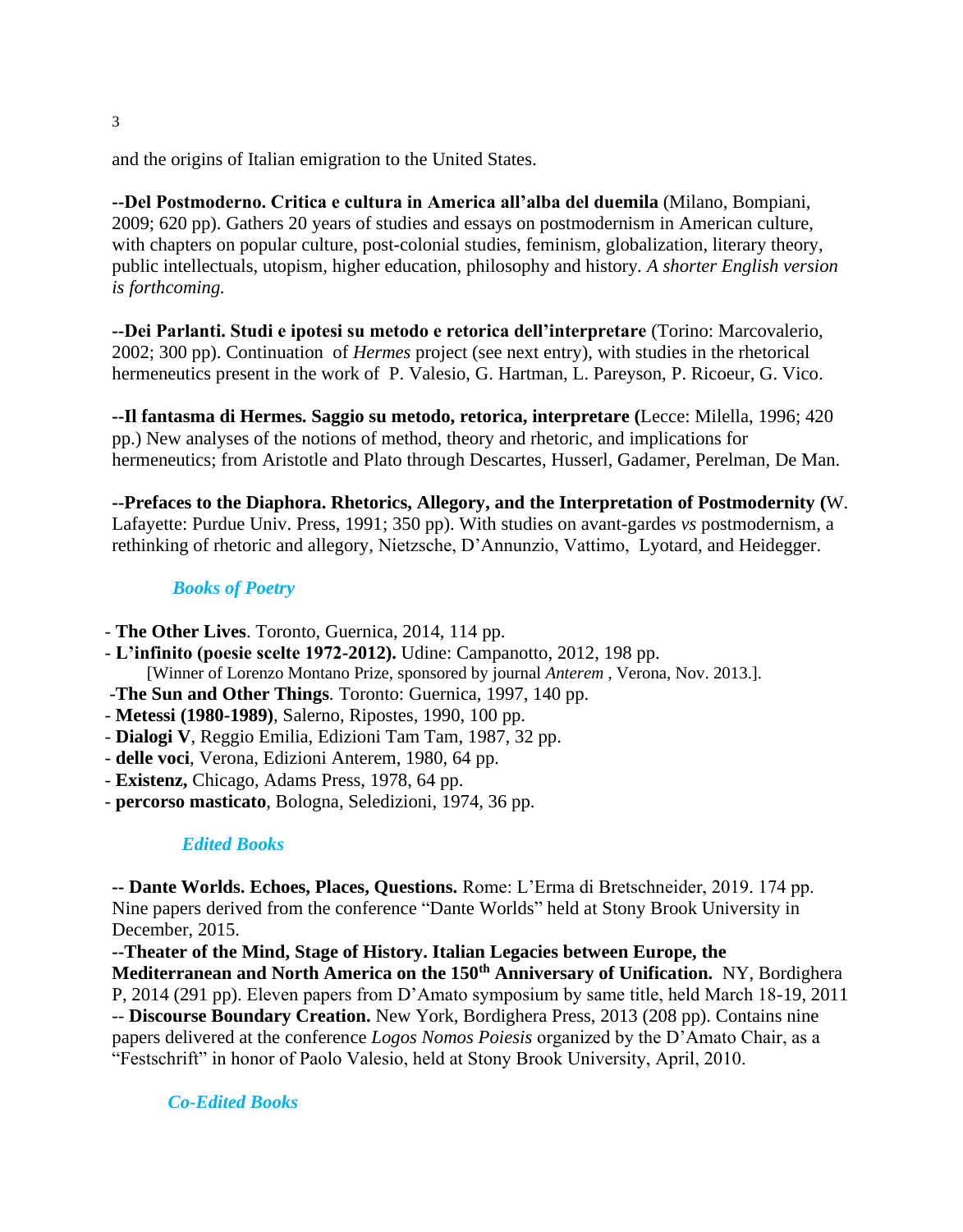and the origins of Italian emigration to the United States.

**--Del Postmoderno. Critica e cultura in America all'alba del duemila** (Milano, Bompiani, 2009; 620 pp). Gathers 20 years of studies and essays on postmodernism in American culture, with chapters on popular culture, post-colonial studies, feminism, globalization, literary theory, public intellectuals, utopism, higher education, philosophy and history. *A shorter English version is forthcoming.*

**--Dei Parlanti. Studi e ipotesi su metodo e retorica dell'interpretare** (Torino: Marcovalerio, 2002; 300 pp). Continuation of *Hermes* project (see next entry), with studies in the rhetorical hermeneutics present in the work of P. Valesio, G. Hartman, L. Pareyson, P. Ricoeur, G. Vico.

**--Il fantasma di Hermes. Saggio su metodo, retorica, interpretare (**Lecce: Milella, 1996; 420 pp.) New analyses of the notions of method, theory and rhetoric, and implications for hermeneutics; from Aristotle and Plato through Descartes, Husserl, Gadamer, Perelman, De Man.

**--Prefaces to the Diaphora. Rhetorics, Allegory, and the Interpretation of Postmodernity (**W. Lafayette: Purdue Univ. Press, 1991; 350 pp). With studies on avant-gardes *vs* postmodernism, a rethinking of rhetoric and allegory, Nietzsche, D'Annunzio, Vattimo, Lyotard, and Heidegger.

### *Books of Poetry*

- **The Other Lives**. Toronto, Guernica, 2014, 114 pp.
- **L'infinito (poesie scelte 1972-2012).** Udine: Campanotto, 2012, 198 pp.
  [Winner of Lorenzo Montano Prize, sponsored by journal *Anterem* , Verona, Nov. 2013.].
- **The Sun and Other Things**. Toronto: Guernica, 1997, 140 pp.
- **Metessi (1980-1989)**, Salerno, Ripostes, 1990, 100 pp.
- **Dialogi V**, Reggio Emilia, Edizioni Tam Tam, 1987, 32 pp.
- **delle voci**, Verona, Edizioni Anterem, 1980, 64 pp.
- **Existenz,** Chicago, Adams Press, 1978, 64 pp.
- **percorso masticato**, Bologna, Seledizioni, 1974, 36 pp.

### *Edited Books*

**-- Dante Worlds. Echoes, Places, Questions.** Rome: L'Erma di Bretschneider, 2019. 174 pp. Nine papers derived from the conference "Dante Worlds" held at Stony Brook University in December, 2015.

**--Theater of the Mind, Stage of History. Italian Legacies between Europe, the Mediterranean and North America on the 150th Anniversary of Unification.** NY, Bordighera P, 2014 (291 pp). Eleven papers from D'Amato symposium by same title, held March 18-19, 2011

**-- Discourse Boundary Creation.** New York, Bordighera Press, 2013 (208 pp). Contains nine papers delivered at the conference *Logos Nomos Poiesis* organized by the D'Amato Chair, as a "Festschrift" in honor of Paolo Valesio, held at Stony Brook University, April, 2010.

### *Co-Edited Books*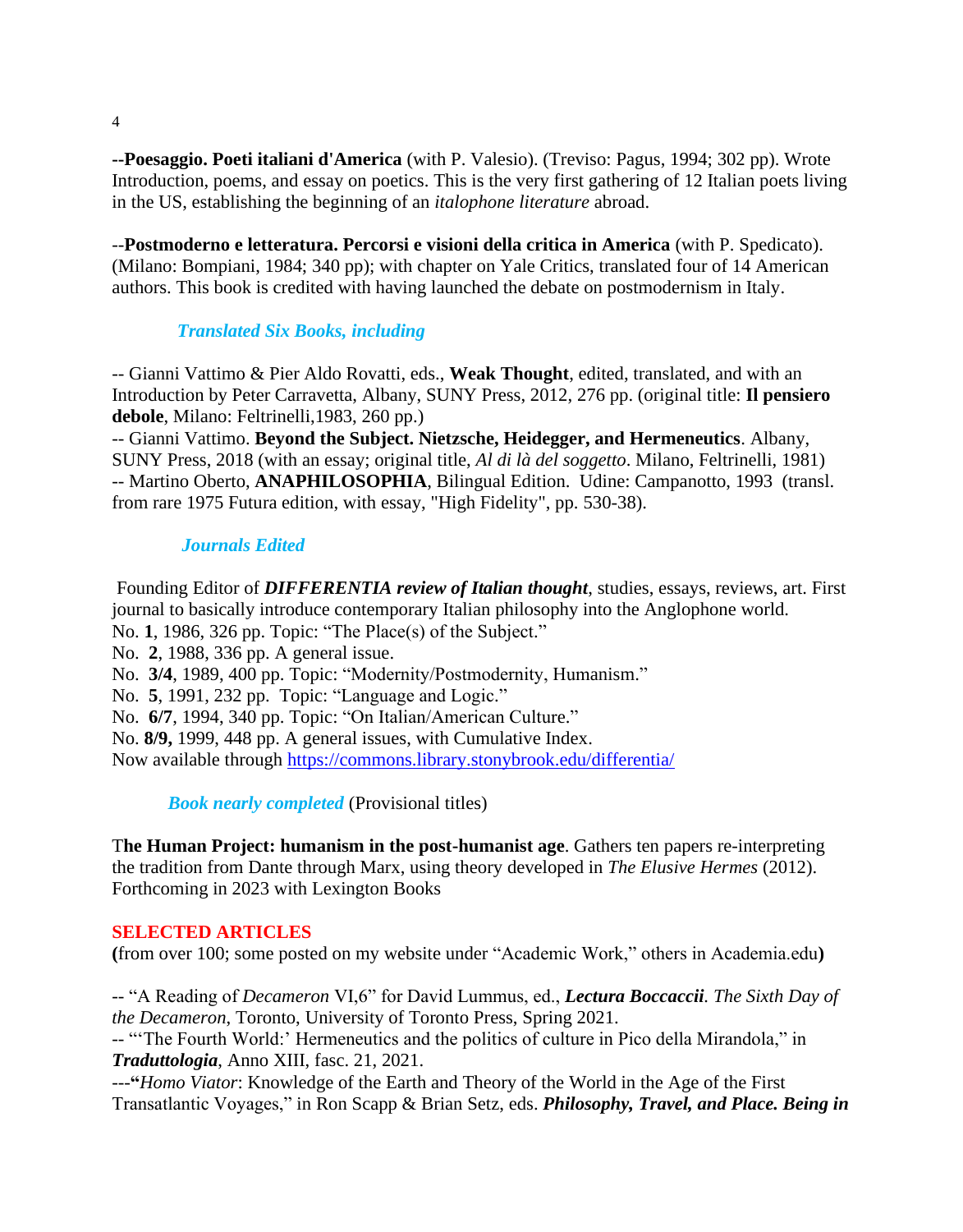--**Poesaggio. Poeti italiani d'America** (with P. Valesio). (Treviso: Pagus, 1994; 302 pp). Wrote Introduction, poems, and essay on poetics. This is the very first gathering of 12 Italian poets living in the US, establishing the beginning of an *italophone literature* abroad.

--**Postmoderno e letteratura. Percorsi e visioni della critica in America** (with P. Spedicato). (Milano: Bompiani, 1984; 340 pp); with chapter on Yale Critics, translated four of 14 American authors. This book is credited with having launched the debate on postmodernism in Italy.

### *Translated Six Books, including*

-- Gianni Vattimo & Pier Aldo Rovatti, eds., **Weak Thought**, edited, translated, and with an Introduction by Peter Carravetta, Albany, SUNY Press, 2012, 276 pp. (original title: **Il pensiero debole**, Milano: Feltrinelli,1983, 260 pp.)
-- Gianni Vattimo. **Beyond the Subject. Nietzsche, Heidegger, and Hermeneutics**. Albany, SUNY Press, 2018 (with an essay; original title, *Al di là del soggetto*. Milano, Feltrinelli, 1981)
-- Martino Oberto, **ANAPHILOSOPHIA**, Bilingual Edition. Udine: Campanotto, 1993 (transl. from rare 1975 Futura edition, with essay, "High Fidelity", pp. 530-38).

### *Journals Edited*

Founding Editor of ***DIFFERENTIA review of Italian thought***, studies, essays, reviews, art. First journal to basically introduce contemporary Italian philosophy into the Anglophone world.
No. **1**, 1986, 326 pp. Topic: "The Place(s) of the Subject."
No. **2**, 1988, 336 pp. A general issue.
No. **3/4**, 1989, 400 pp. Topic: "Modernity/Postmodernity, Humanism."
No. **5**, 1991, 232 pp. Topic: "Language and Logic."
No. **6/7**, 1994, 340 pp. Topic: "On Italian/American Culture."
No. **8/9,** 1999, 448 pp. A general issues, with Cumulative Index.
Now available through https://commons.library.stonybrook.edu/differentia/

### *Book nearly completed* (Provisional titles)

**The Human Project: humanism in the post-humanist age**. Gathers ten papers re-interpreting the tradition from Dante through Marx, using theory developed in *The Elusive Hermes* (2012). Forthcoming in 2023 with Lexington Books

## SELECTED ARTICLES

**(**from over 100; some posted on my website under "Academic Work," others in Academia.edu**)**

-- "A Reading of *Decameron* VI,6" for David Lummus, ed., ***Lectura Boccaccii****. The Sixth Day of the Decameron*, Toronto, University of Toronto Press, Spring 2021.
-- "'The Fourth World:' Hermeneutics and the politics of culture in Pico della Mirandola," in ***Traduttologia***, Anno XIII, fasc. 21, 2021.
---**"***Homo Viator*: Knowledge of the Earth and Theory of the World in the Age of the First Transatlantic Voyages," in Ron Scapp & Brian Setz, eds. ***Philosophy, Travel, and Place. Being in***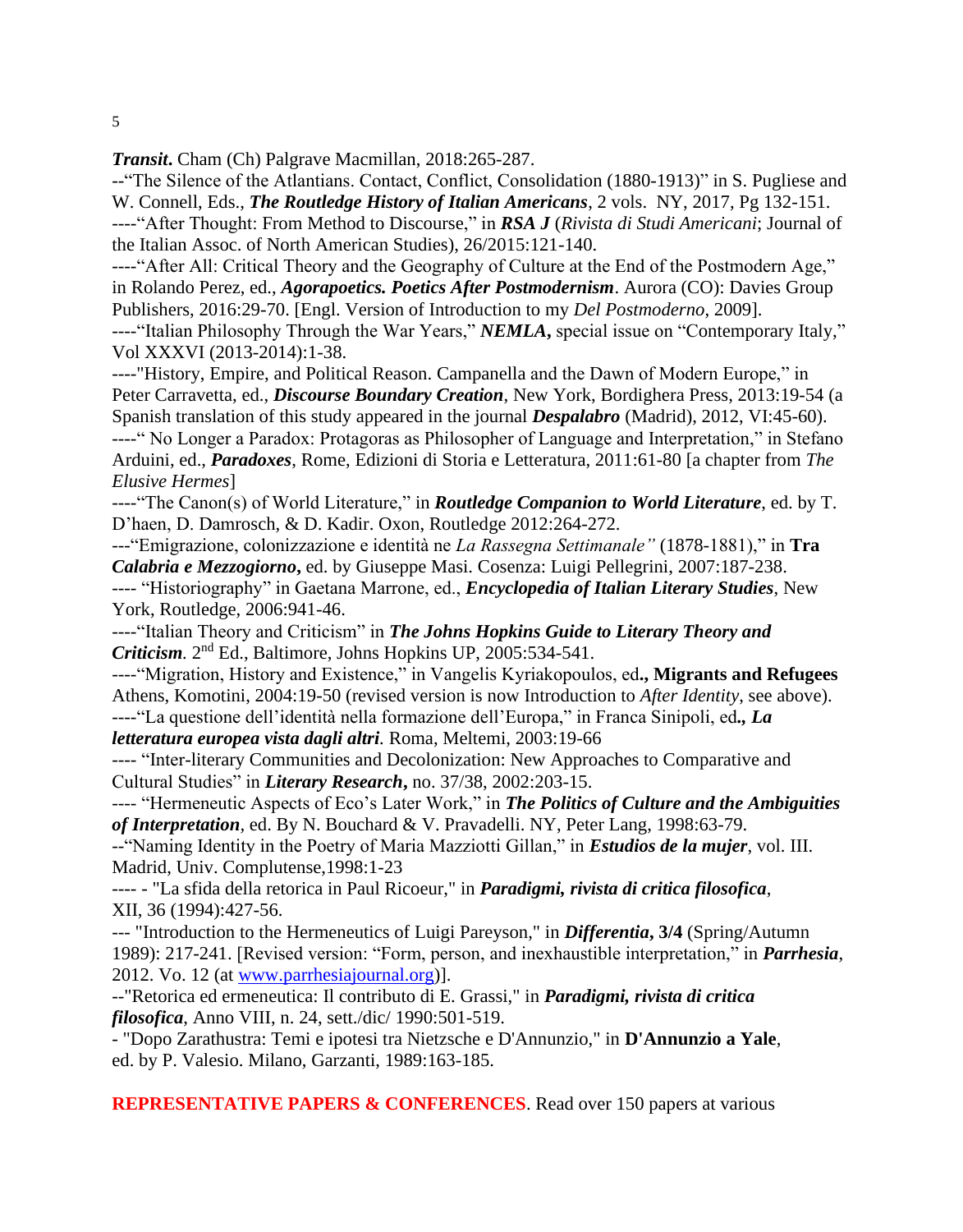***Transit*.** Cham (Ch) Palgrave Macmillan, 2018:265-287.

--"The Silence of the Atlantians. Contact, Conflict, Consolidation (1880-1913)" in S. Pugliese and W. Connell, Eds., ***The Routledge History of Italian Americans***, 2 vols. NY, 2017, Pg 132-151.

----"After Thought: From Method to Discourse," in ***RSA J*** (*Rivista di Studi Americani*; Journal of the Italian Assoc. of North American Studies), 26/2015:121-140.

----"After All: Critical Theory and the Geography of Culture at the End of the Postmodern Age," in Rolando Perez, ed., ***Agorapoetics. Poetics After Postmodernism***. Aurora (CO): Davies Group Publishers, 2016:29-70. [Engl. Version of Introduction to my *Del Postmoderno*, 2009].

----"Italian Philosophy Through the War Years," ***NEMLA,*** special issue on "Contemporary Italy," Vol XXXVI (2013-2014):1-38.

----"History, Empire, and Political Reason. Campanella and the Dawn of Modern Europe," in Peter Carravetta, ed., ***Discourse Boundary Creation***, New York, Bordighera Press, 2013:19-54 (a Spanish translation of this study appeared in the journal ***Despalabro*** (Madrid), 2012, VI:45-60).

----" No Longer a Paradox: Protagoras as Philosopher of Language and Interpretation," in Stefano Arduini, ed., ***Paradoxes***, Rome, Edizioni di Storia e Letteratura, 2011:61-80 [a chapter from *The Elusive Hermes*]

----"The Canon(s) of World Literature," in ***Routledge Companion to World Literature***, ed. by T. D'haen, D. Damrosch, & D. Kadir. Oxon, Routledge 2012:264-272.

---"Emigrazione, colonizzazione e identità ne *La Rassegna Settimanale"* (1878-1881)," in **Tra *Calabria e Mezzogiorno*,** ed. by Giuseppe Masi. Cosenza: Luigi Pellegrini, 2007:187-238.

---- "Historiography" in Gaetana Marrone, ed., ***Encyclopedia of Italian Literary Studies***, New York, Routledge, 2006:941-46.

----"Italian Theory and Criticism" in ***The Johns Hopkins Guide to Literary Theory and Criticism***. 2nd Ed., Baltimore, Johns Hopkins UP, 2005:534-541.

----"Migration, History and Existence," in Vangelis Kyriakopoulos, ed**., Migrants and Refugees** Athens, Komotini, 2004:19-50 (revised version is now Introduction to *After Identity*, see above).

----"La questione dell'identità nella formazione dell'Europa," in Franca Sinipoli, ed**.,** ***La letteratura europea vista dagli altri***. Roma, Meltemi, 2003:19-66

---- "Inter-literary Communities and Decolonization: New Approaches to Comparative and Cultural Studies" in ***Literary Research*,** no. 37/38, 2002:203-15.

---- "Hermeneutic Aspects of Eco's Later Work," in ***The Politics of Culture and the Ambiguities of Interpretation***, ed. By N. Bouchard & V. Pravadelli. NY, Peter Lang, 1998:63-79.

--"Naming Identity in the Poetry of Maria Mazziotti Gillan," in ***Estudios de la mujer***, vol. III. Madrid, Univ. Complutense,1998:1-23

---- - "La sfida della retorica in Paul Ricoeur," in ***Paradigmi, rivista di critica filosofica***, XII, 36 (1994):427-56.

--- "Introduction to the Hermeneutics of Luigi Pareyson," in ***Differentia*, 3/4** (Spring/Autumn 1989): 217-241. [Revised version: "Form, person, and inexhaustible interpretation," in ***Parrhesia***, 2012. Vo. 12 (at www.parrhesiajournal.org)].

--"Retorica ed ermeneutica: Il contributo di E. Grassi," in ***Paradigmi, rivista di critica filosofica***, Anno VIII, n. 24, sett./dic/ 1990:501-519.

- "Dopo Zarathustra: Temi e ipotesi tra Nietzsche e D'Annunzio," in **D'Annunzio a Yale**, ed. by P. Valesio. Milano, Garzanti, 1989:163-185.

**REPRESENTATIVE PAPERS & CONFERENCES**. Read over 150 papers at various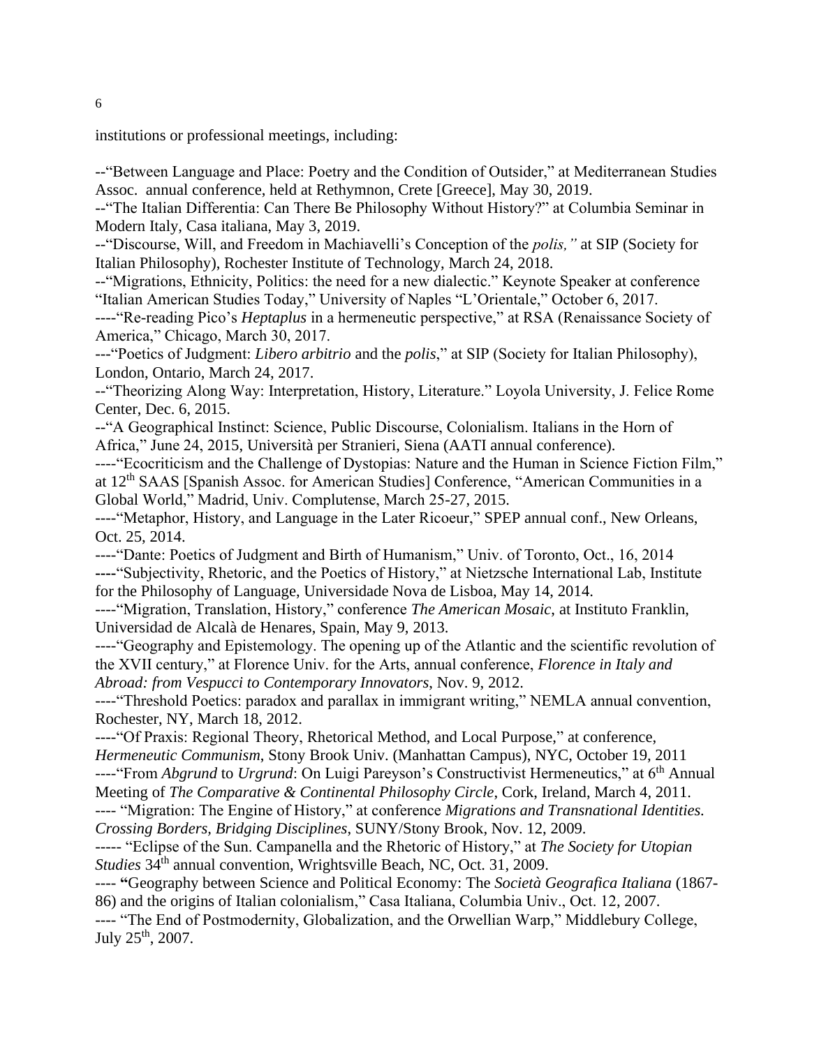institutions or professional meetings, including:

--"Between Language and Place: Poetry and the Condition of Outsider," at Mediterranean Studies Assoc. annual conference, held at Rethymnon, Crete [Greece], May 30, 2019.
--"The Italian Differentia: Can There Be Philosophy Without History?" at Columbia Seminar in Modern Italy, Casa italiana, May 3, 2019.
--"Discourse, Will, and Freedom in Machiavelli's Conception of the *polis,"* at SIP (Society for Italian Philosophy), Rochester Institute of Technology, March 24, 2018.
--"Migrations, Ethnicity, Politics: the need for a new dialectic." Keynote Speaker at conference "Italian American Studies Today," University of Naples "L'Orientale," October 6, 2017.
----"Re-reading Pico's *Heptaplus* in a hermeneutic perspective," at RSA (Renaissance Society of America," Chicago, March 30, 2017.
---"Poetics of Judgment: *Libero arbitrio* and the *polis*," at SIP (Society for Italian Philosophy), London, Ontario, March 24, 2017.
--"Theorizing Along Way: Interpretation, History, Literature." Loyola University, J. Felice Rome Center, Dec. 6, 2015.
--"A Geographical Instinct: Science, Public Discourse, Colonialism. Italians in the Horn of Africa," June 24, 2015, Università per Stranieri, Siena (AATI annual conference).
----"Ecocriticism and the Challenge of Dystopias: Nature and the Human in Science Fiction Film," at 12th SAAS [Spanish Assoc. for American Studies] Conference, "American Communities in a Global World," Madrid, Univ. Complutense, March 25-27, 2015.
----"Metaphor, History, and Language in the Later Ricoeur," SPEP annual conf., New Orleans, Oct. 25, 2014.
----"Dante: Poetics of Judgment and Birth of Humanism," Univ. of Toronto, Oct., 16, 2014
----"Subjectivity, Rhetoric, and the Poetics of History," at Nietzsche International Lab, Institute for the Philosophy of Language, Universidade Nova de Lisboa, May 14, 2014.
----"Migration, Translation, History," conference *The American Mosaic*, at Instituto Franklin, Universidad de Alcalà de Henares, Spain, May 9, 2013.
----"Geography and Epistemology. The opening up of the Atlantic and the scientific revolution of the XVII century," at Florence Univ. for the Arts, annual conference, *Florence in Italy and Abroad: from Vespucci to Contemporary Innovators*, Nov. 9, 2012.
----"Threshold Poetics: paradox and parallax in immigrant writing," NEMLA annual convention, Rochester, NY, March 18, 2012.
----"Of Praxis: Regional Theory, Rhetorical Method, and Local Purpose," at conference, *Hermeneutic Communism*, Stony Brook Univ. (Manhattan Campus), NYC, October 19, 2011
----"From *Abgrund* to *Urgrund*: On Luigi Pareyson's Constructivist Hermeneutics," at 6th Annual Meeting of *The Comparative & Continental Philosophy Circle*, Cork, Ireland, March 4, 2011.
---- "Migration: The Engine of History," at conference *Migrations and Transnational Identities. Crossing Borders, Bridging Disciplines*, SUNY/Stony Brook, Nov. 12, 2009.
----- "Eclipse of the Sun. Campanella and the Rhetoric of History," at *The Society for Utopian Studies* 34th annual convention, Wrightsville Beach, NC, Oct. 31, 2009.
---- **"**Geography between Science and Political Economy: The *Società Geografica Italiana* (1867-86) and the origins of Italian colonialism," Casa Italiana, Columbia Univ., Oct. 12, 2007.
---- "The End of Postmodernity, Globalization, and the Orwellian Warp," Middlebury College, July 25th, 2007.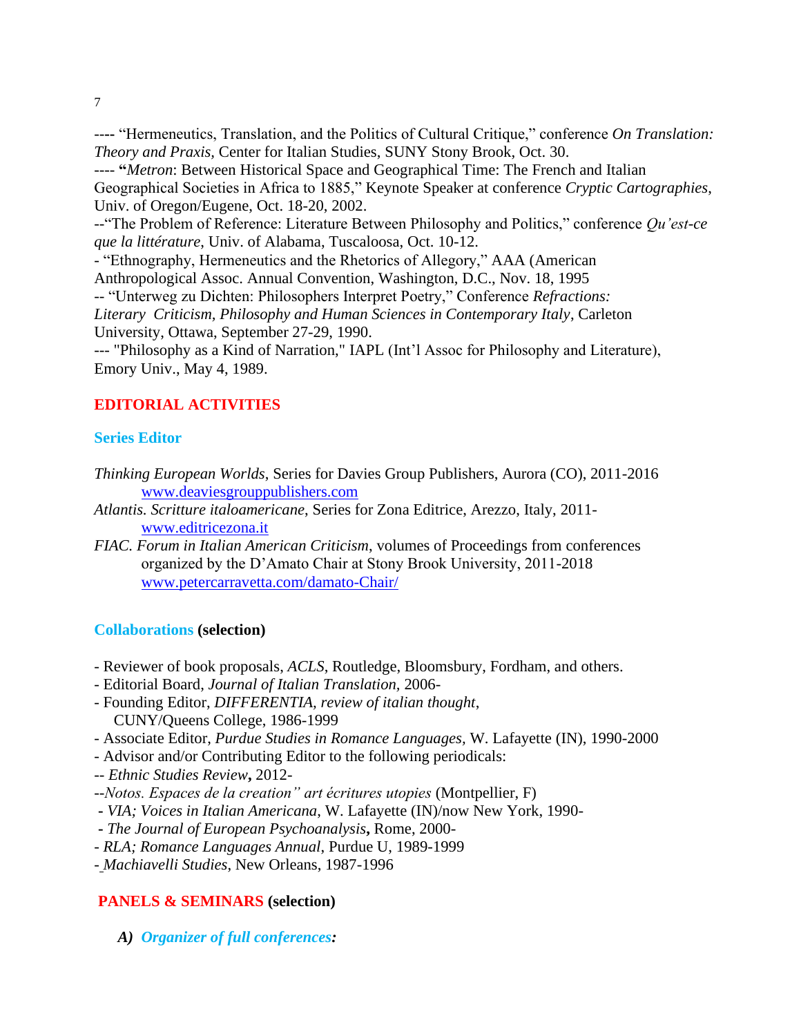---- "Hermeneutics, Translation, and the Politics of Cultural Critique," conference *On Translation: Theory and Praxis,* Center for Italian Studies, SUNY Stony Brook, Oct. 30.
---- **"***Metron*: Between Historical Space and Geographical Time: The French and Italian Geographical Societies in Africa to 1885," Keynote Speaker at conference *Cryptic Cartographies*, Univ. of Oregon/Eugene, Oct. 18-20, 2002.
--"The Problem of Reference: Literature Between Philosophy and Politics," conference *Qu'est-ce que la littérature*, Univ. of Alabama, Tuscaloosa, Oct. 10-12.
- "Ethnography, Hermeneutics and the Rhetorics of Allegory," AAA (American Anthropological Assoc. Annual Convention, Washington, D.C., Nov. 18, 1995
-- "Unterweg zu Dichten: Philosophers Interpret Poetry," Conference *Refractions: Literary Criticism, Philosophy and Human Sciences in Contemporary Italy*, Carleton University, Ottawa, September 27-29, 1990.
--- "Philosophy as a Kind of Narration," IAPL (Int'l Assoc for Philosophy and Literature), Emory Univ., May 4, 1989.

## EDITORIAL ACTIVITIES

### Series Editor

*Thinking European Worlds*, Series for Davies Group Publishers, Aurora (CO), 2011-2016
www.deaviesgrouppublishers.com
*Atlantis. Scritture italoamericane*, Series for Zona Editrice, Arezzo, Italy, 2011-
www.editricezona.it
*FIAC. Forum in Italian American Criticism*, volumes of Proceedings from conferences organized by the D'Amato Chair at Stony Brook University, 2011-2018
www.petercarravetta.com/damato-Chair/

### Collaborations **(selection)**

- Reviewer of book proposals, *ACLS*, Routledge, Bloomsbury, Fordham, and others.
- Editorial Board, *Journal of Italian Translation,* 2006-
- Founding Editor, *DIFFERENTIA, review of italian thought*, CUNY/Queens College, 1986-1999
- Associate Editor, *Purdue Studies in Romance Languages,* W. Lafayette (IN), 1990-2000
- Advisor and/or Contributing Editor to the following periodicals:
-- *Ethnic Studies Review***,** 2012-
--*Notos. Espaces de la creation" art écritures utopies* (Montpellier, F)
- *VIA; Voices in Italian Americana*, W. Lafayette (IN)/now New York, 1990-
- *The Journal of European Psychoanalysis***,** Rome, 2000-
- *RLA; Romance Languages Annual*, Purdue U, 1989-1999
- *Machiavelli Studies*, New Orleans, 1987-1996

## PANELS & SEMINARS **(selection)**

***A) Organizer of full conferences:***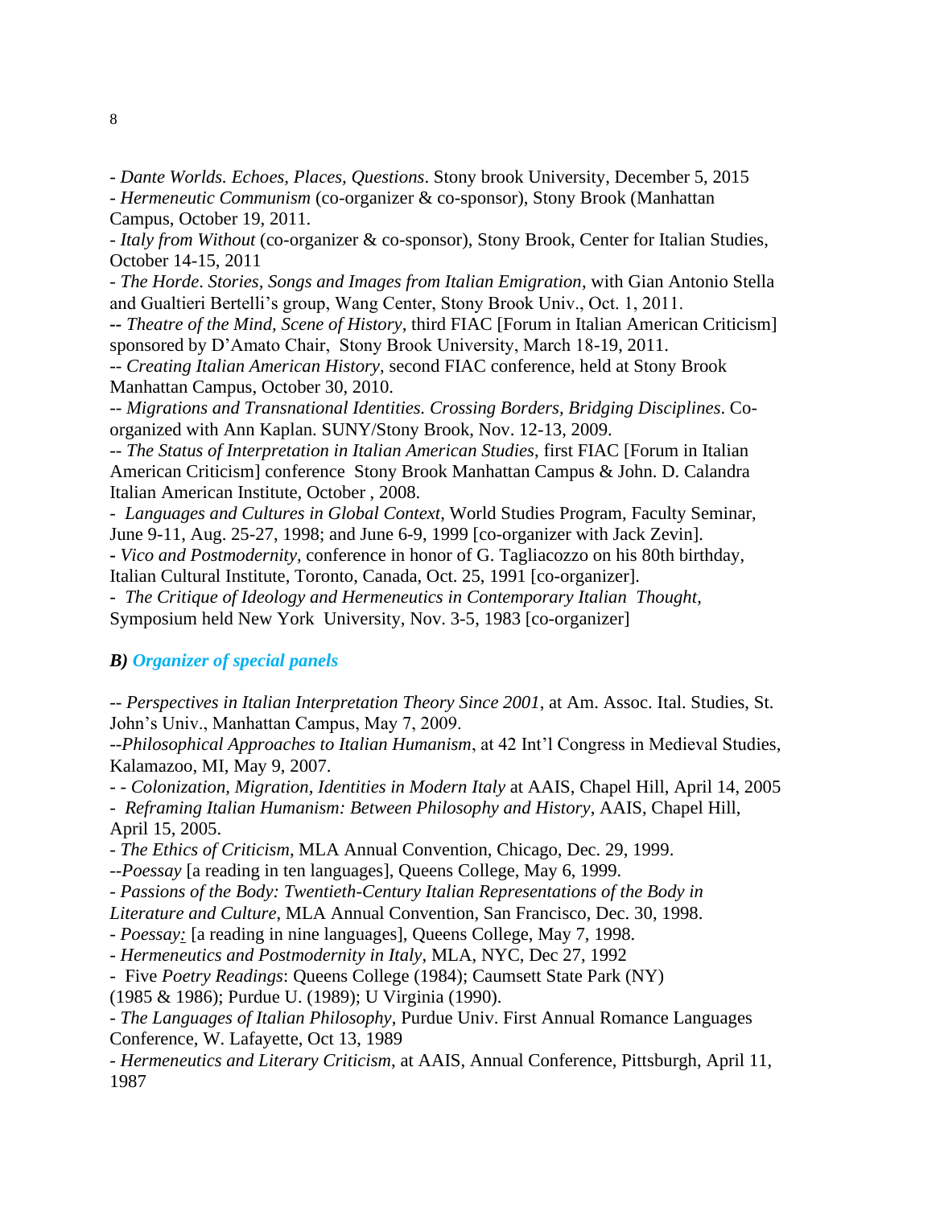- *Dante Worlds. Echoes, Places, Questions*. Stony brook University, December 5, 2015
- *Hermeneutic Communism* (co-organizer & co-sponsor), Stony Brook (Manhattan Campus, October 19, 2011.
- *Italy from Without* (co-organizer & co-sponsor), Stony Brook, Center for Italian Studies, October 14-15, 2011
- *The Horde*. *Stories, Songs and Images from Italian Emigration*, with Gian Antonio Stella and Gualtieri Bertelli's group, Wang Center, Stony Brook Univ., Oct. 1, 2011.
-- *Theatre of the Mind, Scene of History*, third FIAC [Forum in Italian American Criticism] sponsored by D'Amato Chair, Stony Brook University, March 18-19, 2011.
-- *Creating Italian American History*, second FIAC conference, held at Stony Brook Manhattan Campus, October 30, 2010.
-- *Migrations and Transnational Identities. Crossing Borders, Bridging Disciplines*. Co-organized with Ann Kaplan. SUNY/Stony Brook, Nov. 12-13, 2009.
-- *The Status of Interpretation in Italian American Studies*, first FIAC [Forum in Italian American Criticism] conference Stony Brook Manhattan Campus & John. D. Calandra Italian American Institute, October , 2008.
- *Languages and Cultures in Global Context*, World Studies Program, Faculty Seminar, June 9-11, Aug. 25-27, 1998; and June 6-9, 1999 [co-organizer with Jack Zevin].
- *Vico and Postmodernity*, conference in honor of G. Tagliacozzo on his 80th birthday, Italian Cultural Institute, Toronto, Canada, Oct. 25, 1991 [co-organizer].
- *The Critique of Ideology and Hermeneutics in Contemporary Italian Thought*, Symposium held New York University, Nov. 3-5, 1983 [co-organizer]

### *B) Organizer of special panels*

-- *Perspectives in Italian Interpretation Theory Since 2001*, at Am. Assoc. Ital. Studies, St. John's Univ., Manhattan Campus, May 7, 2009.
--*Philosophical Approaches to Italian Humanism*, at 42 Int'l Congress in Medieval Studies, Kalamazoo, MI, May 9, 2007.
- - *Colonization, Migration, Identities in Modern Italy* at AAIS, Chapel Hill, April 14, 2005
- *Reframing Italian Humanism: Between Philosophy and History*, AAIS, Chapel Hill, April 15, 2005.
- *The Ethics of Criticism*, MLA Annual Convention, Chicago, Dec. 29, 1999.
--*Poessay* [a reading in ten languages], Queens College, May 6, 1999.
- *Passions of the Body: Twentieth-Century Italian Representations of the Body in Literature and Culture*, MLA Annual Convention, San Francisco, Dec. 30, 1998.
- *Poessay:* [a reading in nine languages], Queens College, May 7, 1998.
- *Hermeneutics and Postmodernity in Italy*, MLA, NYC, Dec 27, 1992
- Five *Poetry Readings*: Queens College (1984); Caumsett State Park (NY) (1985 & 1986); Purdue U. (1989); U Virginia (1990).
- *The Languages of Italian Philosophy*, Purdue Univ. First Annual Romance Languages Conference, W. Lafayette, Oct 13, 1989
- *Hermeneutics and Literary Criticism*, at AAIS, Annual Conference, Pittsburgh, April 11, 1987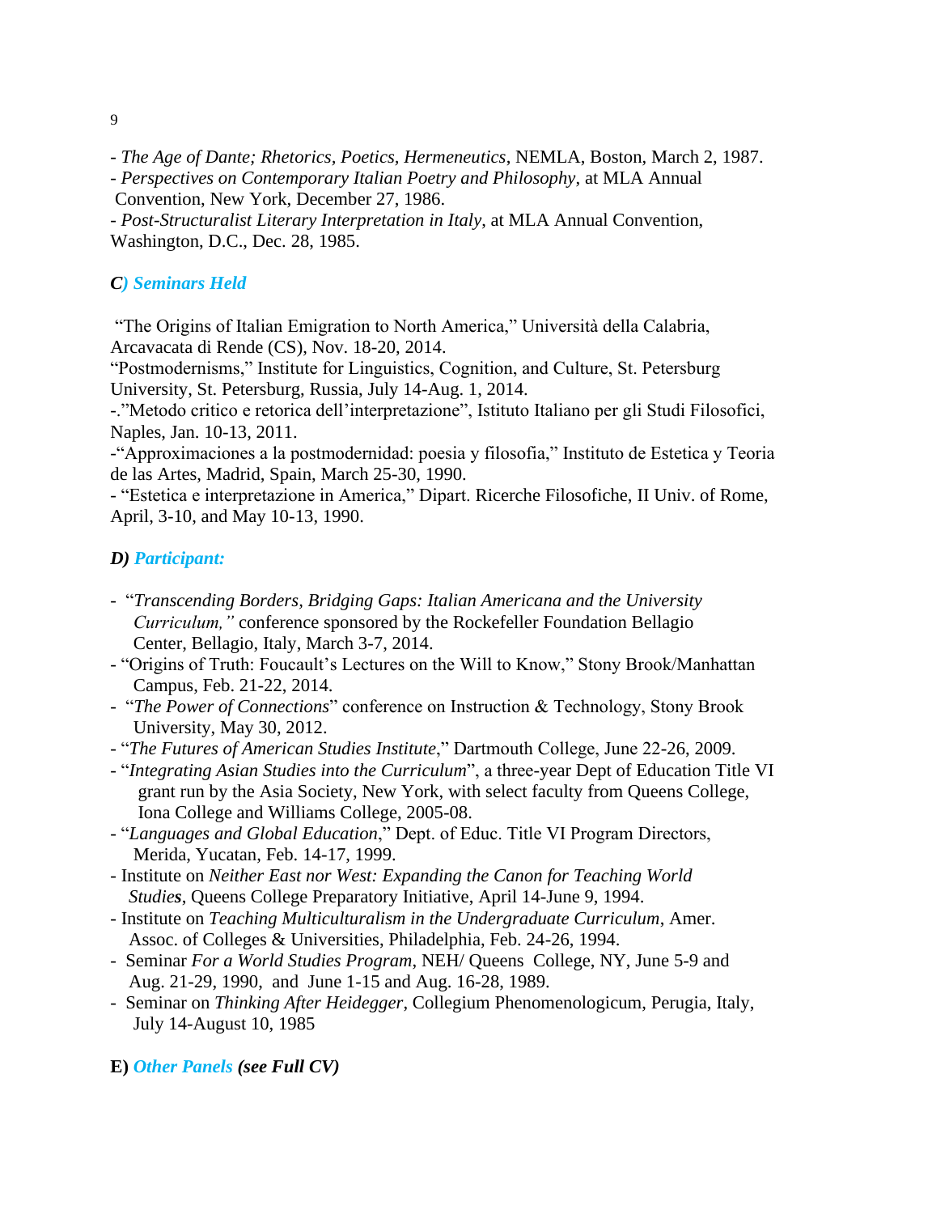- *The Age of Dante; Rhetorics, Poetics, Hermeneutics*, NEMLA, Boston, March 2, 1987.
- *Perspectives on Contemporary Italian Poetry and Philosophy*, at MLA Annual Convention, New York, December 27, 1986.
- *Post-Structuralist Literary Interpretation in Italy*, at MLA Annual Convention, Washington, D.C., Dec. 28, 1985.

### *C) Seminars Held*

"The Origins of Italian Emigration to North America," Università della Calabria, Arcavacata di Rende (CS), Nov. 18-20, 2014.
"Postmodernisms," Institute for Linguistics, Cognition, and Culture, St. Petersburg University, St. Petersburg, Russia, July 14-Aug. 1, 2014.
-."Metodo critico e retorica dell'interpretazione", Istituto Italiano per gli Studi Filosofici, Naples, Jan. 10-13, 2011.
-"Approximaciones a la postmodernidad: poesia y filosofia," Instituto de Estetica y Teoria de las Artes, Madrid, Spain, March 25-30, 1990.
- "Estetica e interpretazione in America," Dipart. Ricerche Filosofiche, II Univ. of Rome, April, 3-10, and May 10-13, 1990.

### *D) Participant:*

- "*Transcending Borders, Bridging Gaps: Italian Americana and the University Curriculum,"* conference sponsored by the Rockefeller Foundation Bellagio Center, Bellagio, Italy, March 3-7, 2014.
- "Origins of Truth: Foucault's Lectures on the Will to Know," Stony Brook/Manhattan Campus, Feb. 21-22, 2014.
- "*The Power of Connections*" conference on Instruction & Technology, Stony Brook University, May 30, 2012.
- "*The Futures of American Studies Institute*," Dartmouth College, June 22-26, 2009.
- "*Integrating Asian Studies into the Curriculum*", a three-year Dept of Education Title VI grant run by the Asia Society, New York, with select faculty from Queens College, Iona College and Williams College, 2005-08.
- "*Languages and Global Education*," Dept. of Educ. Title VI Program Directors, Merida, Yucatan, Feb. 14-17, 1999.
- Institute on *Neither East nor West: Expanding the Canon for Teaching World Studies*, Queens College Preparatory Initiative, April 14-June 9, 1994.
- Institute on *Teaching Multiculturalism in the Undergraduate Curriculum*, Amer. Assoc. of Colleges & Universities, Philadelphia, Feb. 24-26, 1994.
- Seminar *For a World Studies Program*, NEH/ Queens College, NY, June 5-9 and Aug. 21-29, 1990, and June 1-15 and Aug. 16-28, 1989.
- Seminar on *Thinking After Heidegger*, Collegium Phenomenologicum, Perugia, Italy, July 14-August 10, 1985

### E) *Other Panels (see Full CV)*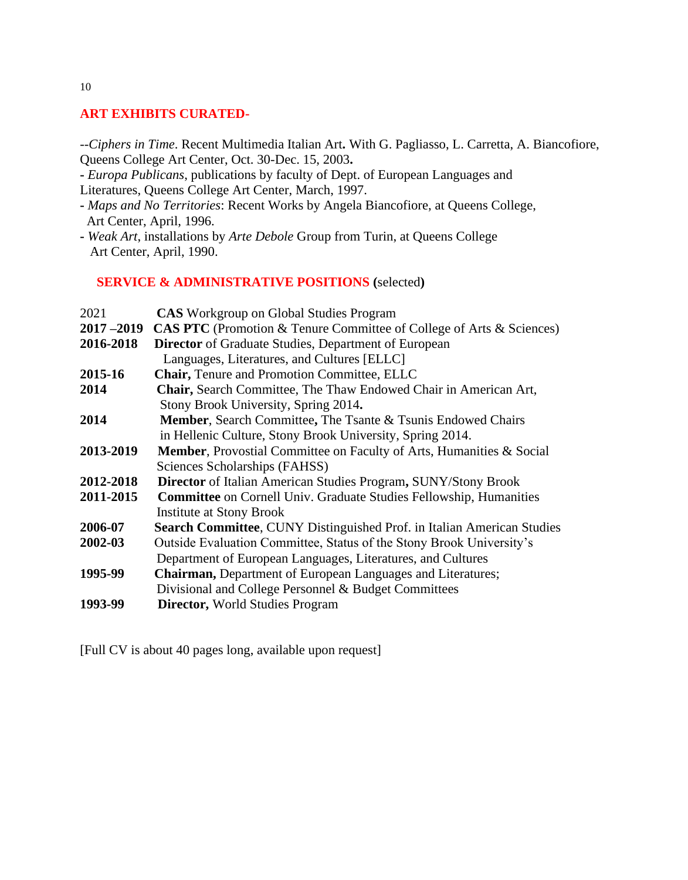## ART EXHIBITS CURATED-

--*Ciphers in Time*. Recent Multimedia Italian Art**.** With G. Pagliasso, L. Carretta, A. Biancofiore, Queens College Art Center, Oct. 30-Dec. 15, 2003**.**

- *Europa Publicans*, publications by faculty of Dept. of European Languages and Literatures, Queens College Art Center, March, 1997.
- *Maps and No Territories*: Recent Works by Angela Biancofiore, at Queens College, Art Center, April, 1996.
- *Weak Art*, installations by *Arte Debole* Group from Turin, at Queens College Art Center, April, 1990.

## SERVICE & ADMINISTRATIVE POSITIONS (selected)

| | |
|---|---|
| 2021 | **CAS** Workgroup on Global Studies Program |
| **2017 –2019** | **CAS PTC** (Promotion & Tenure Committee of College of Arts & Sciences) |
| **2016-2018** | **Director** of Graduate Studies, Department of European Languages, Literatures, and Cultures [ELLC] |
| **2015-16** | **Chair,** Tenure and Promotion Committee, ELLC |
| **2014** | **Chair,** Search Committee, The Thaw Endowed Chair in American Art, Stony Brook University, Spring 2014**.** |
| **2014** | **Member**, Search Committee**,** The Tsante & Tsunis Endowed Chairs in Hellenic Culture, Stony Brook University, Spring 2014. |
| **2013-2019** | **Member**, Provostial Committee on Faculty of Arts, Humanities & Social Sciences Scholarships (FAHSS) |
| **2012-2018** | **Director** of Italian American Studies Program**,** SUNY/Stony Brook |
| **2011-2015** | **Committee** on Cornell Univ. Graduate Studies Fellowship, Humanities Institute at Stony Brook |
| **2006-07** | **Search Committee**, CUNY Distinguished Prof. in Italian American Studies |
| **2002-03** | Outside Evaluation Committee, Status of the Stony Brook University's Department of European Languages, Literatures, and Cultures |
| **1995-99** | **Chairman,** Department of European Languages and Literatures; Divisional and College Personnel & Budget Committees |
| **1993-99** | **Director,** World Studies Program |

[Full CV is about 40 pages long, available upon request]